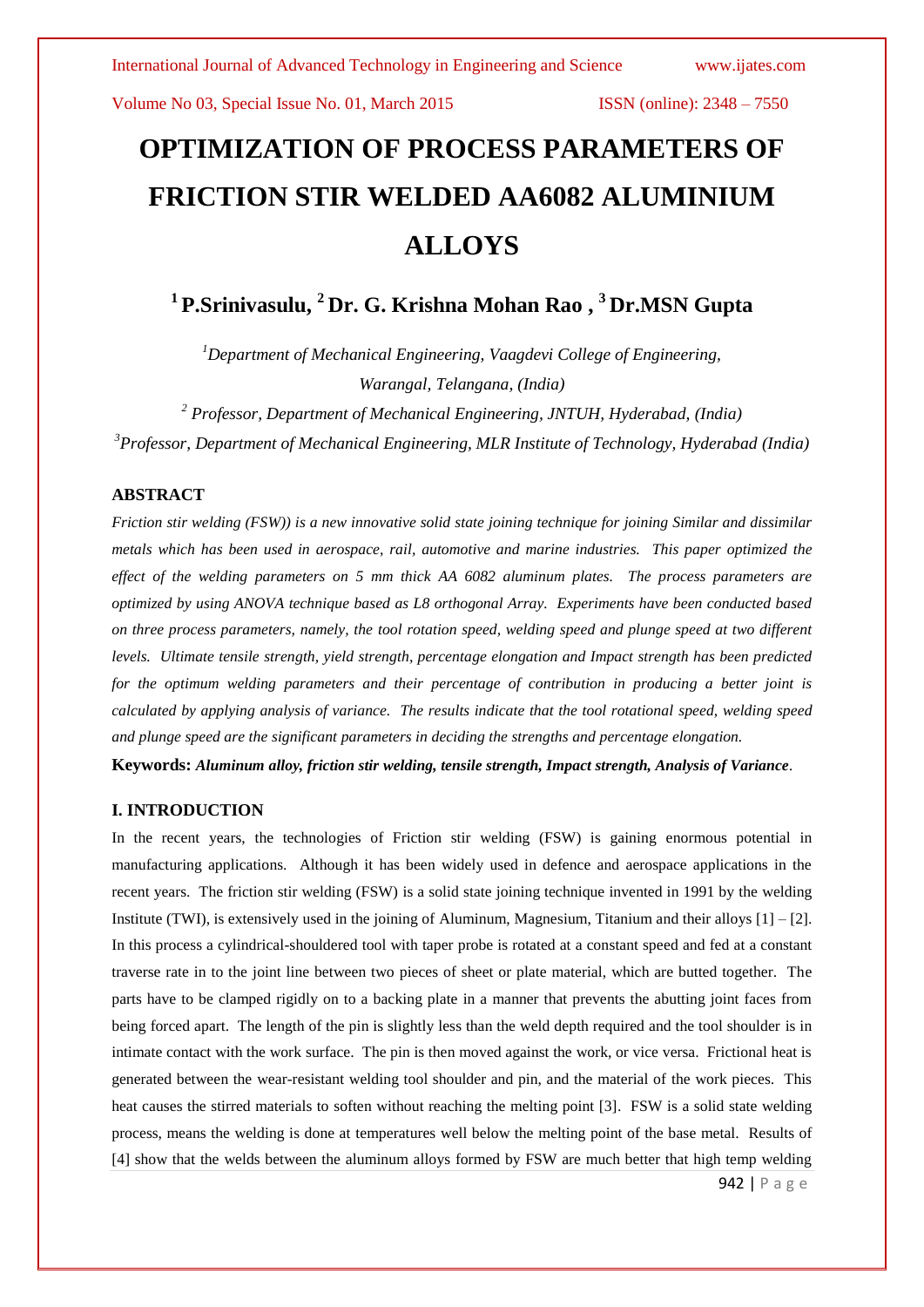# OPTIMIZATION OF PROCESS PARAMETERS OF FRICTION STIR WELDED AA6082 ALUMINIUM ALLOYS

**[1] P.Srinivasulu, [2] Dr. G. Krishna Mohan Rao , [3] Dr.MSN Gupta**

*[1]Department of Mechanical Engineering, Vaagdevi College of Engineering, Warangal, Telangana, (India)*

*[2] Professor, Department of Mechanical Engineering, JNTUH, Hyderabad, (India)*

*[3]Professor, Department of Mechanical Engineering, MLR Institute of Technology, Hyderabad (India)*

## ABSTRACT

*Friction stir welding (FSW)) is a new innovative solid state joining technique for joining Similar and dissimilar metals which has been used in aerospace, rail, automotive and marine industries. This paper optimized the effect of the welding parameters on 5 mm thick AA 6082 aluminum plates. The process parameters are optimized by using ANOVA technique based as L8 orthogonal Array. Experiments have been conducted based on three process parameters, namely, the tool rotation speed, welding speed and plunge speed at two different levels. Ultimate tensile strength, yield strength, percentage elongation and Impact strength has been predicted for the optimum welding parameters and their percentage of contribution in producing a better joint is calculated by applying analysis of variance. The results indicate that the tool rotational speed, welding speed and plunge speed are the significant parameters in deciding the strengths and percentage elongation.*

**Keywords:** ***Aluminum alloy, friction stir welding, tensile strength, Impact strength, Analysis of Variance***.

## I. INTRODUCTION

In the recent years, the technologies of Friction stir welding (FSW) is gaining enormous potential in manufacturing applications. Although it has been widely used in defence and aerospace applications in the recent years. The friction stir welding (FSW) is a solid state joining technique invented in 1991 by the welding Institute (TWI), is extensively used in the joining of Aluminum, Magnesium, Titanium and their alloys [1] – [2]. In this process a cylindrical-shouldered tool with taper probe is rotated at a constant speed and fed at a constant traverse rate in to the joint line between two pieces of sheet or plate material, which are butted together. The parts have to be clamped rigidly on to a backing plate in a manner that prevents the abutting joint faces from being forced apart. The length of the pin is slightly less than the weld depth required and the tool shoulder is in intimate contact with the work surface. The pin is then moved against the work, or vice versa. Frictional heat is generated between the wear-resistant welding tool shoulder and pin, and the material of the work pieces. This heat causes the stirred materials to soften without reaching the melting point [3]. FSW is a solid state welding process, means the welding is done at temperatures well below the melting point of the base metal. Results of [4] show that the welds between the aluminum alloys formed by FSW are much better that high temp welding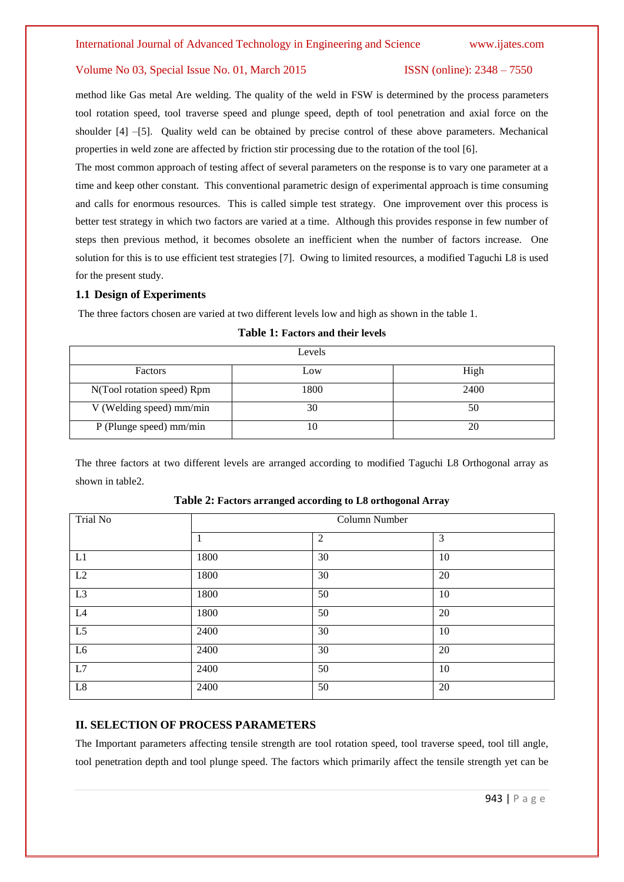method like Gas metal Are welding. The quality of the weld in FSW is determined by the process parameters tool rotation speed, tool traverse speed and plunge speed, depth of tool penetration and axial force on the shoulder [4] –[5]. Quality weld can be obtained by precise control of these above parameters. Mechanical properties in weld zone are affected by friction stir processing due to the rotation of the tool [6].

The most common approach of testing affect of several parameters on the response is to vary one parameter at a time and keep other constant. This conventional parametric design of experimental approach is time consuming and calls for enormous resources. This is called simple test strategy. One improvement over this process is better test strategy in which two factors are varied at a time. Although this provides response in few number of steps then previous method, it becomes obsolete an inefficient when the number of factors increase. One solution for this is to use efficient test strategies [7]. Owing to limited resources, a modified Taguchi L8 is used for the present study.

### 1.1 Design of Experiments

The three factors chosen are varied at two different levels low and high as shown in the table 1.

**Table 1: Factors and their levels**

| Levels | | |
|---|---|---|
| Factors | Low | High |
| N(Tool rotation speed) Rpm | 1800 | 2400 |
| V (Welding speed) mm/min | 30 | 50 |
| P (Plunge speed) mm/min | 10 | 20 |

The three factors at two different levels are arranged according to modified Taguchi L8 Orthogonal array as shown in table2.

**Table 2: Factors arranged according to L8 orthogonal Array**

| Trial No | Column Number | | |
|---|---|---|---|
| | 1 | 2 | 3 |
| L1 | 1800 | 30 | 10 |
| L2 | 1800 | 30 | 20 |
| L3 | 1800 | 50 | 10 |
| L4 | 1800 | 50 | 20 |
| L5 | 2400 | 30 | 10 |
| L6 | 2400 | 30 | 20 |
| L7 | 2400 | 50 | 10 |
| L8 | 2400 | 50 | 20 |

## II. SELECTION OF PROCESS PARAMETERS

The Important parameters affecting tensile strength are tool rotation speed, tool traverse speed, tool till angle, tool penetration depth and tool plunge speed. The factors which primarily affect the tensile strength yet can be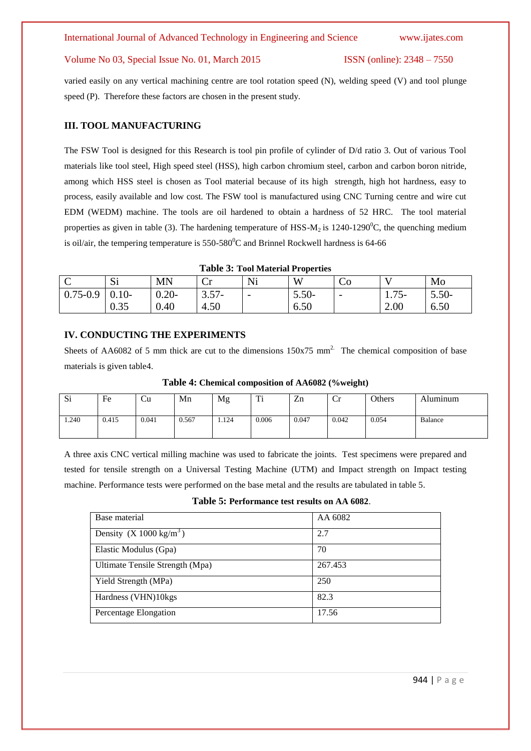varied easily on any vertical machining centre are tool rotation speed (N), welding speed (V) and tool plunge speed (P). Therefore these factors are chosen in the present study.

## III. TOOL MANUFACTURING

The FSW Tool is designed for this Research is tool pin profile of cylinder of D/d ratio 3. Out of various Tool materials like tool steel, High speed steel (HSS), high carbon chromium steel, carbon and carbon boron nitride, among which HSS steel is chosen as Tool material because of its high strength, high hot hardness, easy to process, easily available and low cost. The FSW tool is manufactured using CNC Turning centre and wire cut EDM (WEDM) machine. The tools are oil hardened to obtain a hardness of 52 HRC. The tool material properties as given in table (3). The hardening temperature of HSS-$M_2$ is 1240-1290$^0$C, the quenching medium is oil/air, the tempering temperature is 550-580$^0$C and Brinnel Rockwell hardness is 64-66

**Table 3: Tool Material Properties**

| C | Si | MN | Cr | Ni | W | Co | V | Mo |
|---|---|---|---|---|---|---|---|---|
| 0.75-0.9 | 0.10-0.35 | 0.20-0.40 | 3.57-4.50 | - | 5.50-6.50 | - | 1.75-2.00 | 5.50-6.50 |

## IV. CONDUCTING THE EXPERIMENTS

Sheets of AA6082 of 5 mm thick are cut to the dimensions 150x75 mm$^2$. The chemical composition of base materials is given table4.

**Table 4: Chemical composition of AA6082 (%weight)**

| Si | Fe | Cu | Mn | Mg | Ti | Zn | Cr | Others | Aluminum |
|---|---|---|---|---|---|---|---|---|---|
| 1.240 | 0.415 | 0.041 | 0.567 | 1.124 | 0.006 | 0.047 | 0.042 | 0.054 | Balance |

A three axis CNC vertical milling machine was used to fabricate the joints. Test specimens were prepared and tested for tensile strength on a Universal Testing Machine (UTM) and Impact strength on Impact testing machine. Performance tests were performed on the base metal and the results are tabulated in table 5.

**Table 5: Performance test results on AA 6082.**

| Base material | AA 6082 |
|---|---|
| Density (X 1000 kg/m$^3$) | 2.7 |
| Elastic Modulus (Gpa) | 70 |
| Ultimate Tensile Strength (Mpa) | 267.453 |
| Yield Strength (MPa) | 250 |
| Hardness (VHN)10kgs | 82.3 |
| Percentage Elongation | 17.56 |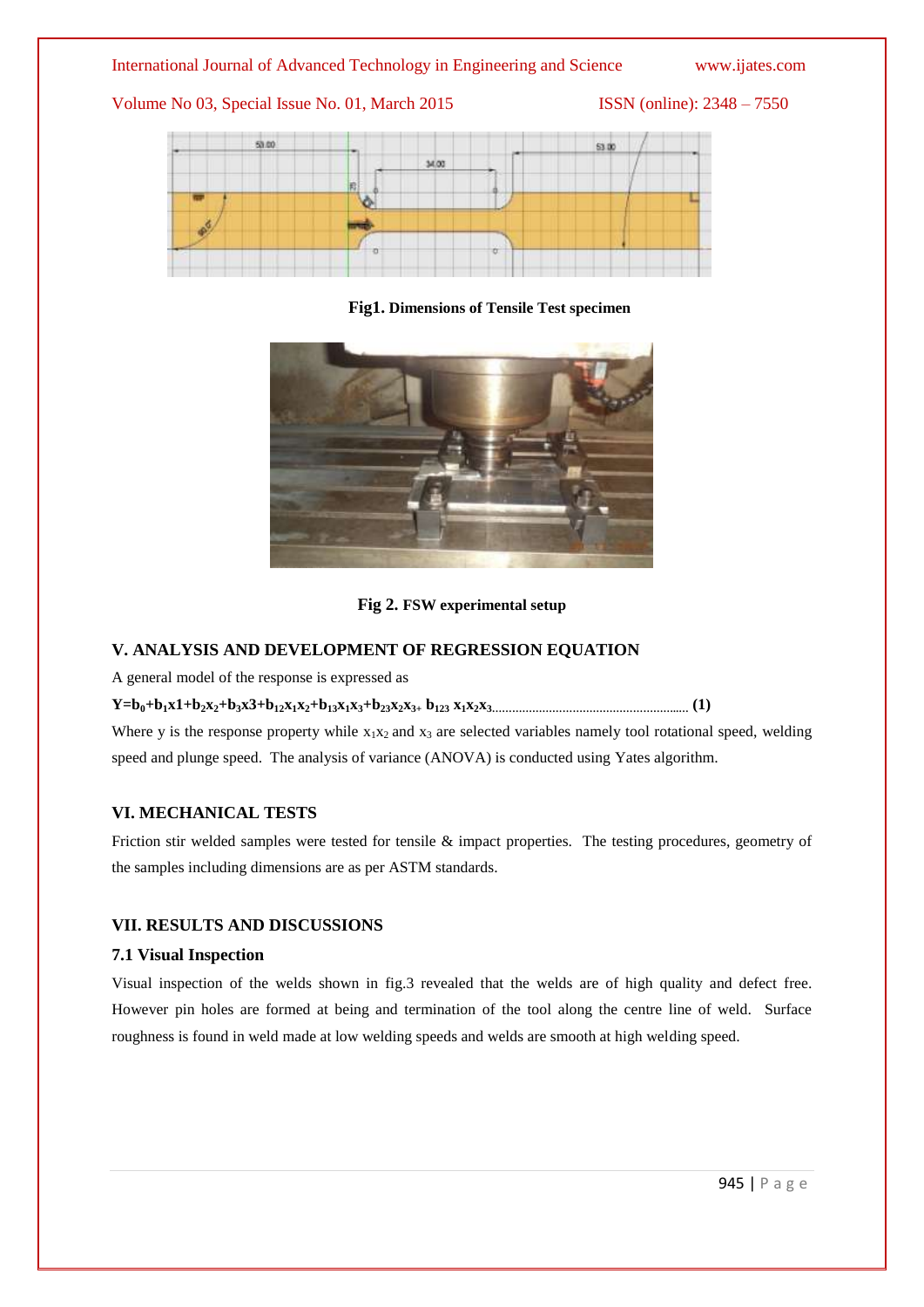**Fig1.** **Dimensions of Tensile Test specimen**

**Fig 2.** **FSW experimental setup**

## V. ANALYSIS AND DEVELOPMENT OF REGRESSION EQUATION

A general model of the response is expressed as

$$Y=b_0+b_1x1+b_2x_2+b_3x3+b_{12}x_1x_2+b_{13}x_1x_3+b_{23}x_2x_3+ b_{123}x_1x_2x_3 \quad (1)$$

Where y is the response property while $x_1x_2$ and $x_3$ are selected variables namely tool rotational speed, welding speed and plunge speed. The analysis of variance (ANOVA) is conducted using Yates algorithm.

## VI. MECHANICAL TESTS

Friction stir welded samples were tested for tensile & impact properties. The testing procedures, geometry of the samples including dimensions are as per ASTM standards.

## VII. RESULTS AND DISCUSSIONS

### 7.1 Visual Inspection

Visual inspection of the welds shown in fig.3 revealed that the welds are of high quality and defect free. However pin holes are formed at being and termination of the tool along the centre line of weld. Surface roughness is found in weld made at low welding speeds and welds are smooth at high welding speed.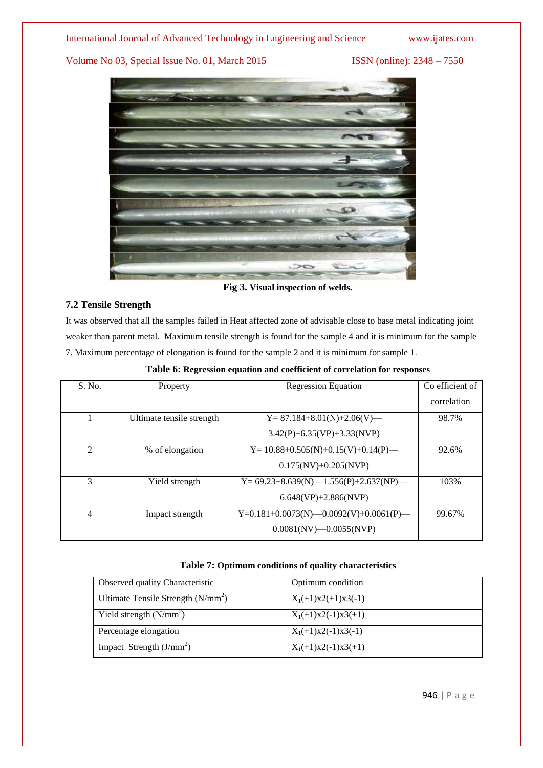Fig 3. Visual inspection of welds.

### 7.2 Tensile Strength

It was observed that all the samples failed in Heat affected zone of advisable close to base metal indicating joint weaker than parent metal. Maximum tensile strength is found for the sample 4 and it is minimum for the sample 7. Maximum percentage of elongation is found for the sample 2 and it is minimum for sample 1.

**Table 6: Regression equation and coefficient of correlation for responses**

| S. No. | Property | Regression Equation | Co efficient of correlation |
|---|---|---|---|
| 1 | Ultimate tensile strength | Y= 87.184+8.01(N)+2.06(V)—3.42(P)+6.35(VP)+3.33(NVP) | 98.7% |
| 2 | % of elongation | Y= 10.88+0.505(N)+0.15(V)+0.14(P)—0.175(NV)+0.205(NVP) | 92.6% |
| 3 | Yield strength | Y= 69.23+8.639(N)—1.556(P)+2.637(NP)—6.648(VP)+2.886(NVP) | 103% |
| 4 | Impact strength | Y=0.181+0.0073(N)—0.0092(V)+0.0061(P)—0.0081(NV)—0.0055(NVP) | 99.67% |

**Table 7: Optimum conditions of quality characteristics**

| Observed quality Characteristic | Optimum condition |
|---|---|
| Ultimate Tensile Strength ($N/mm^2$) | $X_1(+1)x2(+1)x3(-1)$ |
| Yield strength ($N/mm^2$) | $X_1(+1)x2(-1)x3(+1)$ |
| Percentage elongation | $X_1(+1)x2(-1)x3(-1)$ |
| Impact Strength ($J/mm^2$) | $X_1(+1)x2(-1)x3(+1)$ |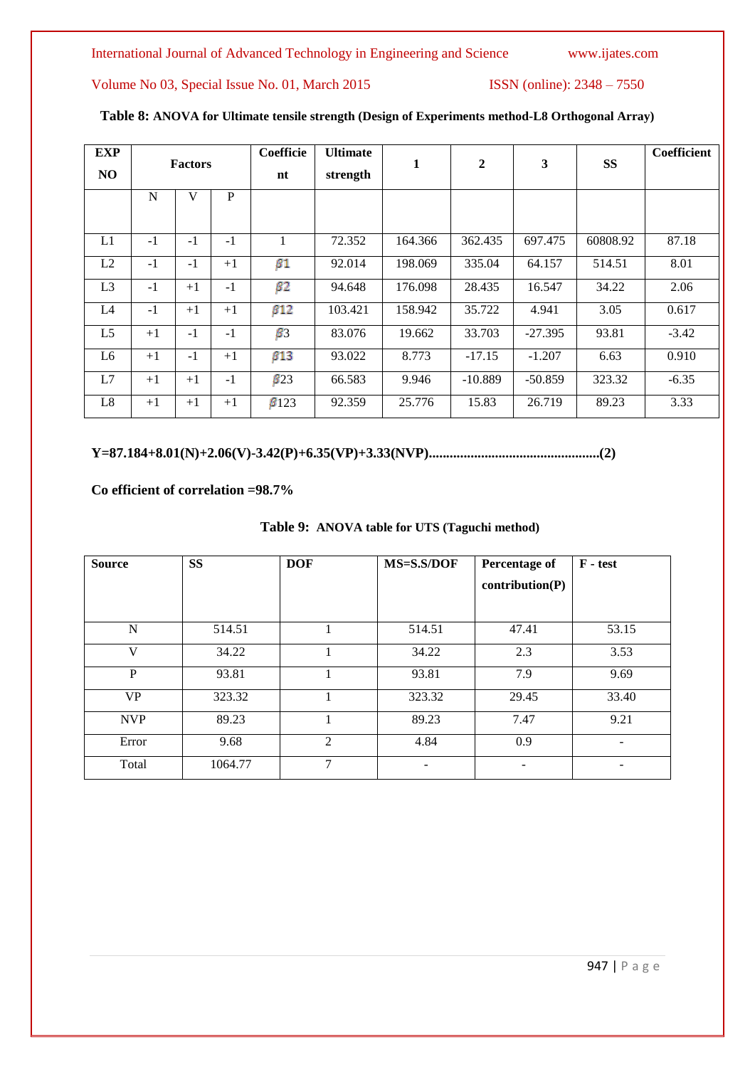**Table 8: ANOVA for Ultimate tensile strength (Design of Experiments method-L8 Orthogonal Array)**

| EXP NO | Factors | | | Coefficient | Ultimate strength | 1 | 2 | 3 | SS | Coefficient |
|---|---|---|---|---|---|---|---|---|---|---|
| | N | V | P | | | | | | | |
| L1 | -1 | -1 | -1 | 1 | 72.352 | 164.366 | 362.435 | 697.475 | 60808.92 | 87.18 |
| L2 | -1 | -1 | +1 | $\beta 1$ | 92.014 | 198.069 | 335.04 | 64.157 | 514.51 | 8.01 |
| L3 | -1 | +1 | -1 | $\beta 2$ | 94.648 | 176.098 | 28.435 | 16.547 | 34.22 | 2.06 |
| L4 | -1 | +1 | +1 | $\beta 12$ | 103.421 | 158.942 | 35.722 | 4.941 | 3.05 | 0.617 |
| L5 | +1 | -1 | -1 | $\beta 3$ | 83.076 | 19.662 | 33.703 | -27.395 | 93.81 | -3.42 |
| L6 | +1 | -1 | +1 | $\beta 13$ | 93.022 | 8.773 | -17.15 | -1.207 | 6.63 | 0.910 |
| L7 | +1 | +1 | -1 | $\beta 23$ | 66.583 | 9.946 | -10.889 | -50.859 | 323.32 | -6.35 |
| L8 | +1 | +1 | +1 | $\beta 123$ | 92.359 | 25.776 | 15.83 | 26.719 | 89.23 | 3.33 |

**Y=87.184+8.01(N)+2.06(V)-3.42(P)+6.35(VP)+3.33(NVP)................................................(2)**

**Co efficient of correlation =98.7%**

**Table 9: ANOVA table for UTS (Taguchi method)**

| Source | SS | DOF | MS=S.S/DOF | Percentage of contribution(P) | F - test |
|---|---|---|---|---|---|
| N | 514.51 | 1 | 514.51 | 47.41 | 53.15 |
| V | 34.22 | 1 | 34.22 | 2.3 | 3.53 |
| P | 93.81 | 1 | 93.81 | 7.9 | 9.69 |
| VP | 323.32 | 1 | 323.32 | 29.45 | 33.40 |
| NVP | 89.23 | 1 | 89.23 | 7.47 | 9.21 |
| Error | 9.68 | 2 | 4.84 | 0.9 | - |
| Total | 1064.77 | 7 | - | - | - |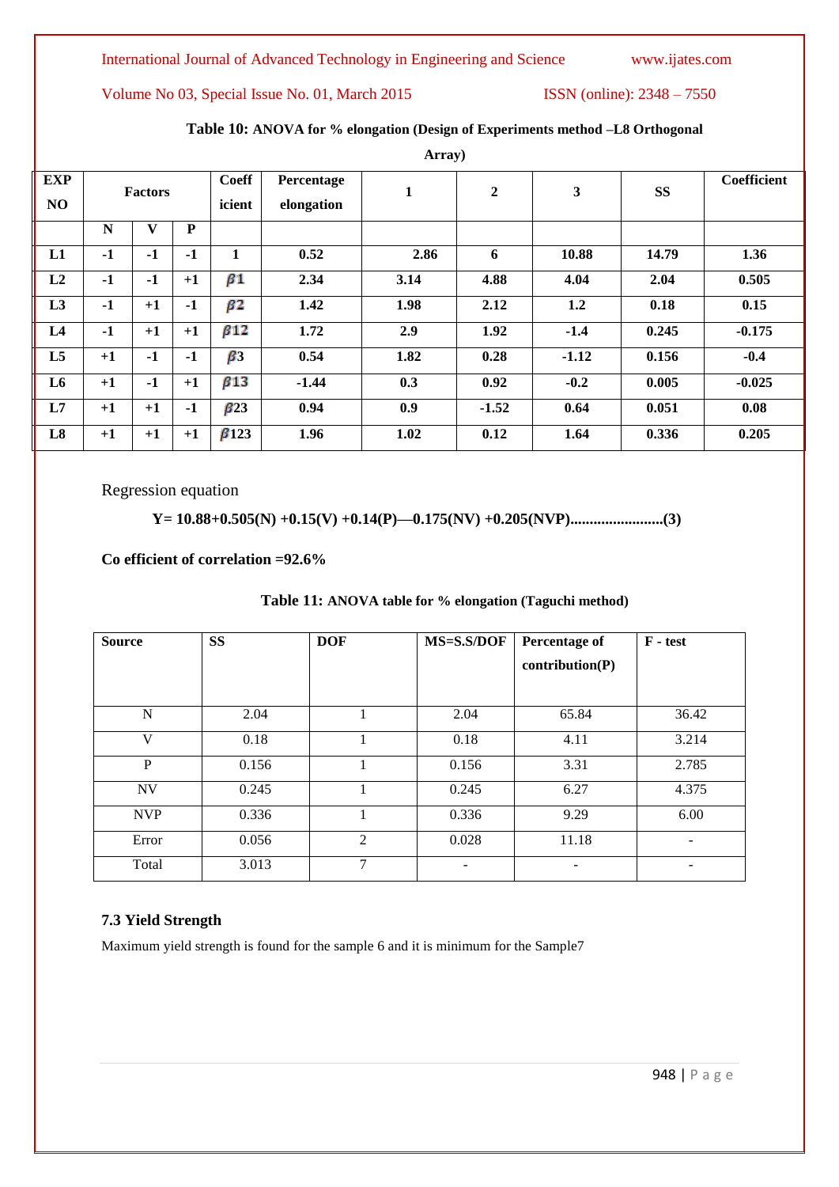**Table 10:** ANOVA for % elongation (Design of Experiments method –L8 Orthogonal Array)

| EXP NO | Factors | | | Coeff icient | Percentage elongation | 1 | 2 | 3 | SS | Coefficient |
|---|---|---|---|---|---|---|---|---|---|---|
| | N | V | P | | | | | | | |
| L1 | -1 | -1 | -1 | 1 | 0.52 | 2.86 | 6 | 10.88 | 14.79 | 1.36 |
| L2 | -1 | -1 | +1 | $\beta 1$ | 2.34 | 3.14 | 4.88 | 4.04 | 2.04 | 0.505 |
| L3 | -1 | +1 | -1 | $\beta 2$ | 1.42 | 1.98 | 2.12 | 1.2 | 0.18 | 0.15 |
| L4 | -1 | +1 | +1 | $\beta 12$ | 1.72 | 2.9 | 1.92 | -1.4 | 0.245 | -0.175 |
| L5 | +1 | -1 | -1 | $\beta 3$ | 0.54 | 1.82 | 0.28 | -1.12 | 0.156 | -0.4 |
| L6 | +1 | -1 | +1 | $\beta 13$ | -1.44 | 0.3 | 0.92 | -0.2 | 0.005 | -0.025 |
| L7 | +1 | +1 | -1 | $\beta 23$ | 0.94 | 0.9 | -1.52 | 0.64 | 0.051 | 0.08 |
| L8 | +1 | +1 | +1 | $\beta 123$ | 1.96 | 1.02 | 0.12 | 1.64 | 0.336 | 0.205 |

Regression equation

$$Y= 10.88+0.505(N) +0.15(V) +0.14(P)—0.175(NV) +0.205(NVP)........................(3)$$

**Co efficient of correlation =92.6%**

**Table 11:** ANOVA table for % elongation (Taguchi method)

| Source | SS | DOF | MS=S.S/DOF | Percentage of contribution(P) | F - test |
|---|---|---|---|---|---|
| N | 2.04 | 1 | 2.04 | 65.84 | 36.42 |
| V | 0.18 | 1 | 0.18 | 4.11 | 3.214 |
| P | 0.156 | 1 | 0.156 | 3.31 | 2.785 |
| NV | 0.245 | 1 | 0.245 | 6.27 | 4.375 |
| NVP | 0.336 | 1 | 0.336 | 9.29 | 6.00 |
| Error | 0.056 | 2 | 0.028 | 11.18 | - |
| Total | 3.013 | 7 | - | - | - |

### 7.3 Yield Strength

Maximum yield strength is found for the sample 6 and it is minimum for the Sample7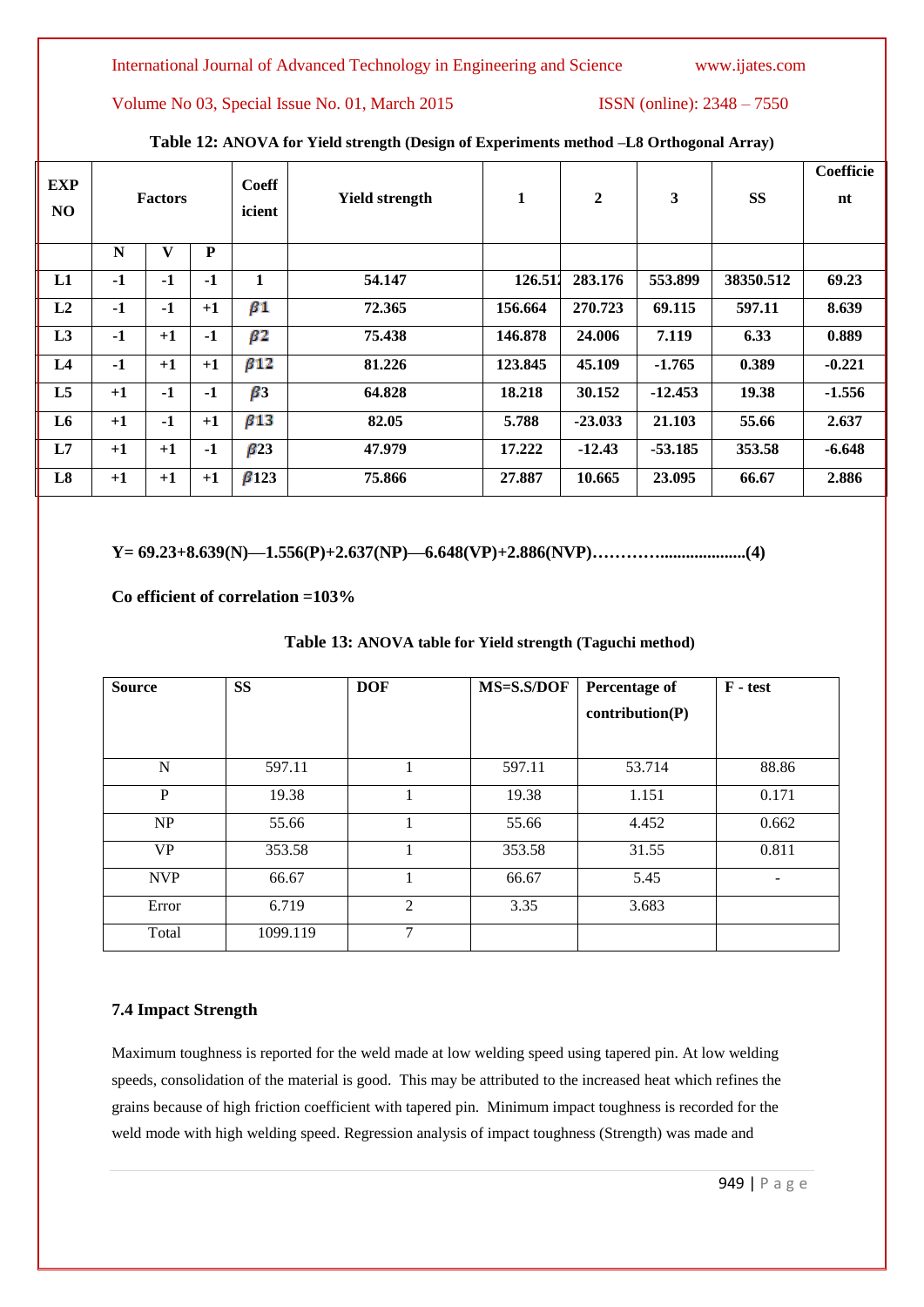**Table 12: ANOVA for Yield strength (Design of Experiments method –L8 Orthogonal Array)**

| EXP NO | Factors | | | Coefficient | Yield strength | 1 | 2 | 3 | SS | Coefficient |
|---|---|---|---|---|---|---|---|---|---|---|
| | N | V | P | | | | | | | |
| L1 | -1 | -1 | -1 | 1 | 54.147 | 126.51 | 283.176 | 553.899 | 38350.512 | 69.23 |
| L2 | -1 | -1 | +1 | $\beta 1$ | 72.365 | 156.664 | 270.723 | 69.115 | 597.11 | 8.639 |
| L3 | -1 | +1 | -1 | $\beta 2$ | 75.438 | 146.878 | 24.006 | 7.119 | 6.33 | 0.889 |
| L4 | -1 | +1 | +1 | $\beta 12$ | 81.226 | 123.845 | 45.109 | -1.765 | 0.389 | -0.221 |
| L5 | +1 | -1 | -1 | $\beta 3$ | 64.828 | 18.218 | 30.152 | -12.453 | 19.38 | -1.556 |
| L6 | +1 | -1 | +1 | $\beta 13$ | 82.05 | 5.788 | -23.033 | 21.103 | 55.66 | 2.637 |
| L7 | +1 | +1 | -1 | $\beta 23$ | 47.979 | 17.222 | -12.43 | -53.185 | 353.58 | -6.648 |
| L8 | +1 | +1 | +1 | $\beta 123$ | 75.866 | 27.887 | 10.665 | 23.095 | 66.67 | 2.886 |

**Y= 69.23+8.639(N)—1.556(P)+2.637(NP)—6.648(VP)+2.886(NVP)………....................(4)**

**Co efficient of correlation =103%**

**Table 13: ANOVA table for Yield strength (Taguchi method)**

| Source | SS | DOF | MS=S.S/DOF | Percentage of contribution(P) | F - test |
|---|---|---|---|---|---|
| N | 597.11 | 1 | 597.11 | 53.714 | 88.86 |
| P | 19.38 | 1 | 19.38 | 1.151 | 0.171 |
| NP | 55.66 | 1 | 55.66 | 4.452 | 0.662 |
| VP | 353.58 | 1 | 353.58 | 31.55 | 0.811 |
| NVP | 66.67 | 1 | 66.67 | 5.45 | - |
| Error | 6.719 | 2 | 3.35 | 3.683 | |
| Total | 1099.119 | 7 | | | |

### 7.4 Impact Strength

Maximum toughness is reported for the weld made at low welding speed using tapered pin. At low welding speeds, consolidation of the material is good. This may be attributed to the increased heat which refines the grains because of high friction coefficient with tapered pin. Minimum impact toughness is recorded for the weld mode with high welding speed. Regression analysis of impact toughness (Strength) was made and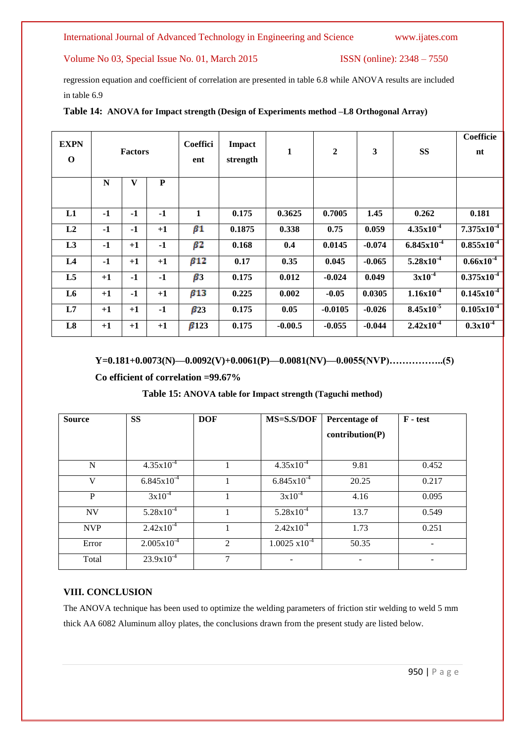regression equation and coefficient of correlation are presented in table 6.8 while ANOVA results are included in table 6.9

**Table 14: ANOVA for Impact strength (Design of Experiments method –L8 Orthogonal Array)**

| EXPNO | Factors | | | Coefficient | Impact strength | 1 | 2 | 3 | SS | Coefficient |
|---|---|---|---|---|---|---|---|---|---|---|
| | N | V | P | | | | | | | |
| L1 | -1 | -1 | -1 | 1 | 0.175 | 0.3625 | 0.7005 | 1.45 | 0.262 | 0.181 |
| L2 | -1 | -1 | +1 | $\beta 1$ | 0.1875 | 0.338 | 0.75 | 0.059 | $4.35x10^{-4}$ | $7.375x10^{-4}$ |
| L3 | -1 | +1 | -1 | $\beta 2$ | 0.168 | 0.4 | 0.0145 | -0.074 | $6.845x10^{-4}$ | $0.855x10^{-4}$ |
| L4 | -1 | +1 | +1 | $\beta 12$ | 0.17 | 0.35 | 0.045 | -0.065 | $5.28x10^{-4}$ | $0.66x10^{-4}$ |
| L5 | +1 | -1 | -1 | $\beta 3$ | 0.175 | 0.012 | -0.024 | 0.049 | $3x10^{-4}$ | $0.375x10^{-4}$ |
| L6 | +1 | -1 | +1 | $\beta 13$ | 0.225 | 0.002 | -0.05 | 0.0305 | $1.16x10^{-4}$ | $0.145x10^{-4}$ |
| L7 | +1 | +1 | -1 | $\beta 23$ | 0.175 | 0.05 | -0.0105 | -0.026 | $8.45x10^{-5}$ | $0.105x10^{-4}$ |
| L8 | +1 | +1 | +1 | $\beta 123$ | 0.175 | -0.00.5 | -0.055 | -0.044 | $2.42x10^{-4}$ | $0.3x10^{-4}$ |

**Y=0.181+0.0073(N)—0.0092(V)+0.0061(P)—0.0081(NV)—0.0055(NVP)……………..(5)**

**Co efficient of correlation =99.67%**

**Table 15: ANOVA table for Impact strength (Taguchi method)**

| Source | SS | DOF | MS=S.S/DOF | Percentage of contribution(P) | F - test |
|---|---|---|---|---|---|
| N | $4.35x10^{-4}$ | 1 | $4.35x10^{-4}$ | 9.81 | 0.452 |
| V | $6.845x10^{-4}$ | 1 | $6.845x10^{-4}$ | 20.25 | 0.217 |
| P | $3x10^{-4}$ | 1 | $3x10^{-4}$ | 4.16 | 0.095 |
| NV | $5.28x10^{-4}$ | 1 | $5.28x10^{-4}$ | 13.7 | 0.549 |
| NVP | $2.42x10^{-4}$ | 1 | $2.42x10^{-4}$ | 1.73 | 0.251 |
| Error | $2.005x10^{-4}$ | 2 | $1.0025\ x10^{-4}$ | 50.35 | - |
| Total | $23.9x10^{-4}$ | 7 | - | - | - |

## VIII. CONCLUSION

The ANOVA technique has been used to optimize the welding parameters of friction stir welding to weld 5 mm thick AA 6082 Aluminum alloy plates, the conclusions drawn from the present study are listed below.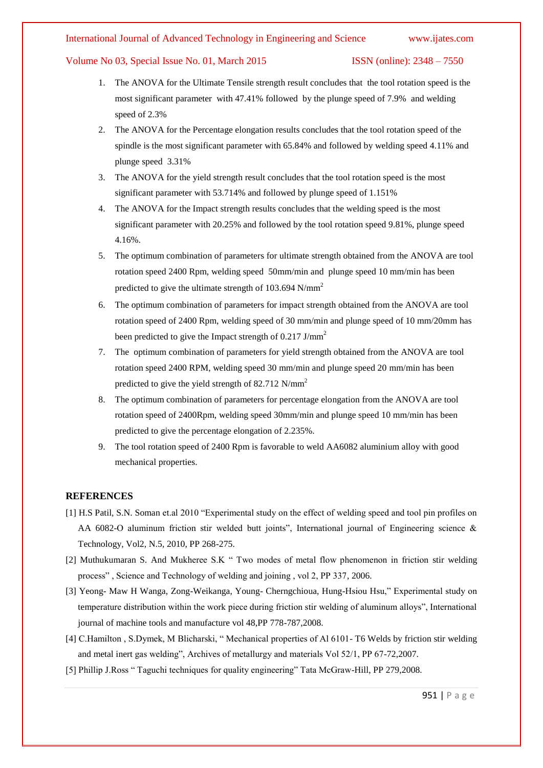1. The ANOVA for the Ultimate Tensile strength result concludes that the tool rotation speed is the most significant parameter with 47.41% followed by the plunge speed of 7.9% and welding speed of 2.3%
2. The ANOVA for the Percentage elongation results concludes that the tool rotation speed of the spindle is the most significant parameter with 65.84% and followed by welding speed 4.11% and plunge speed 3.31%
3. The ANOVA for the yield strength result concludes that the tool rotation speed is the most significant parameter with 53.714% and followed by plunge speed of 1.151%
4. The ANOVA for the Impact strength results concludes that the welding speed is the most significant parameter with 20.25% and followed by the tool rotation speed 9.81%, plunge speed 4.16%.
5. The optimum combination of parameters for ultimate strength obtained from the ANOVA are tool rotation speed 2400 Rpm, welding speed 50mm/min and plunge speed 10 mm/min has been predicted to give the ultimate strength of 103.694 $N/mm^2$
6. The optimum combination of parameters for impact strength obtained from the ANOVA are tool rotation speed of 2400 Rpm, welding speed of 30 mm/min and plunge speed of 10 mm/20mm has been predicted to give the Impact strength of 0.217 $J/mm^2$
7. The optimum combination of parameters for yield strength obtained from the ANOVA are tool rotation speed 2400 RPM, welding speed 30 mm/min and plunge speed 20 mm/min has been predicted to give the yield strength of 82.712 $N/mm^2$
8. The optimum combination of parameters for percentage elongation from the ANOVA are tool rotation speed of 2400Rpm, welding speed 30mm/min and plunge speed 10 mm/min has been predicted to give the percentage elongation of 2.235%.
9. The tool rotation speed of 2400 Rpm is favorable to weld AA6082 aluminium alloy with good mechanical properties.

## REFERENCES

[1] H.S Patil, S.N. Soman et.al 2010 "Experimental study on the effect of welding speed and tool pin profiles on AA 6082-O aluminum friction stir welded butt joints", International journal of Engineering science & Technology, Vol2, N.5, 2010, PP 268-275.

[2] Muthukumaran S. And Mukheree S.K " Two modes of metal flow phenomenon in friction stir welding process" , Science and Technology of welding and joining , vol 2, PP 337, 2006.

[3] Yeong- Maw H Wanga, Zong-Weikanga, Young- Cherngchioua, Hung-Hsiou Hsu," Experimental study on temperature distribution within the work piece during friction stir welding of aluminum alloys", International journal of machine tools and manufacture vol 48,PP 778-787,2008.

[4] C.Hamilton , S.Dymek, M Blicharski, " Mechanical properties of Al 6101- T6 Welds by friction stir welding and metal inert gas welding", Archives of metallurgy and materials Vol 52/1, PP 67-72,2007.

[5] Phillip J.Ross " Taguchi techniques for quality engineering" Tata McGraw-Hill, PP 279,2008.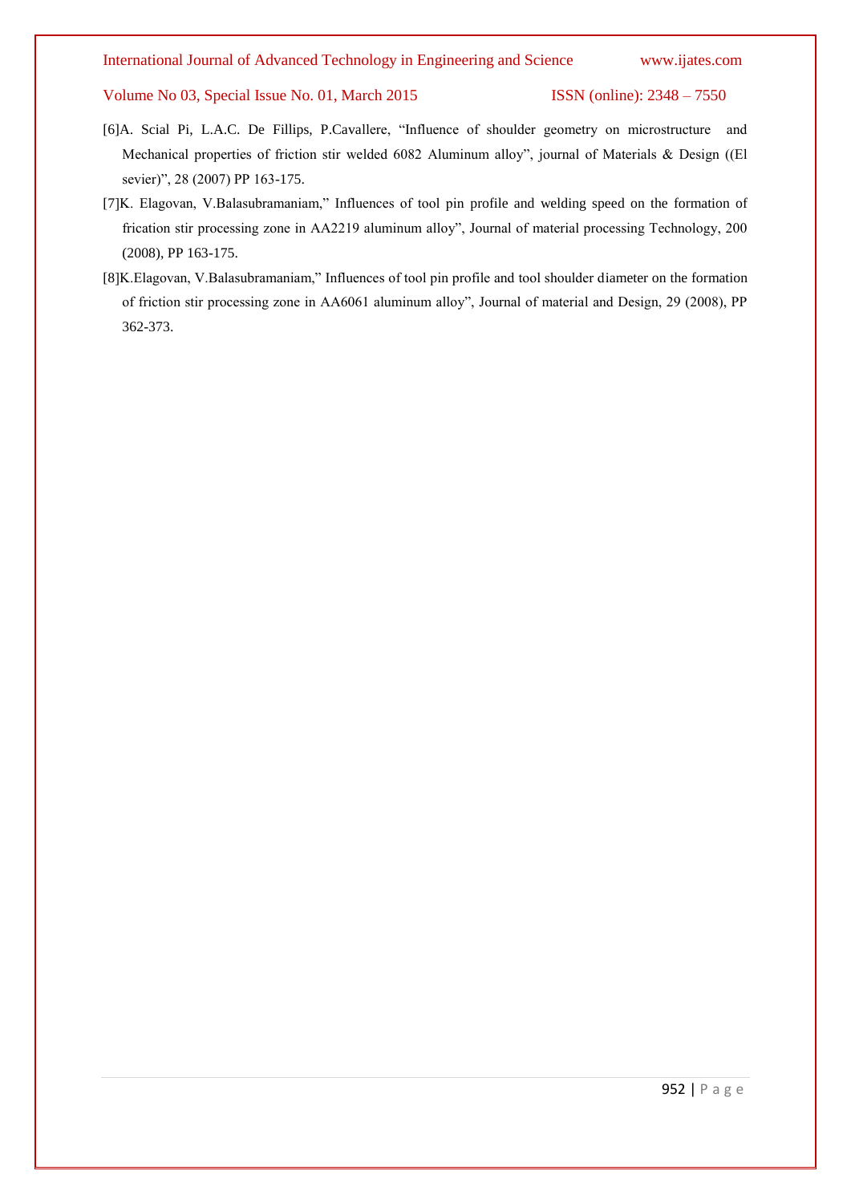[6]A. Scial Pi, L.A.C. De Fillips, P.Cavallere, "Influence of shoulder geometry on microstructure and Mechanical properties of friction stir welded 6082 Aluminum alloy", journal of Materials & Design ((El sevier)", 28 (2007) PP 163-175.

[7]K. Elagovan, V.Balasubramaniam," Influences of tool pin profile and welding speed on the formation of frication stir processing zone in AA2219 aluminum alloy", Journal of material processing Technology, 200 (2008), PP 163-175.

[8]K.Elagovan, V.Balasubramaniam," Influences of tool pin profile and tool shoulder diameter on the formation of friction stir processing zone in AA6061 aluminum alloy", Journal of material and Design, 29 (2008), PP 362-373.